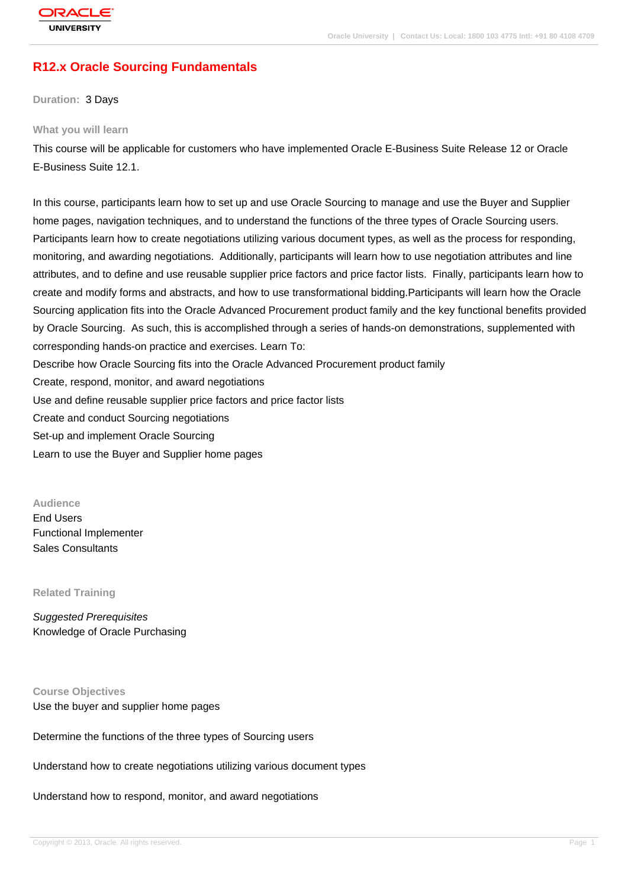# R12.x Oracle Sourcing Fundamentals

**Duration:** 3 Days

## What you will learn

This course will be applicable for customers who have implemented Oracle E-Business Suite Release 12 or Oracle E-Business Suite 12.1.

In this course, participants learn how to set up and use Oracle Sourcing to manage and use the Buyer and Supplier home pages, navigation techniques, and to understand the functions of the three types of Oracle Sourcing users. Participants learn how to create negotiations utilizing various document types, as well as the process for responding, monitoring, and awarding negotiations. Additionally, participants will learn how to use negotiation attributes and line attributes, and to define and use reusable supplier price factors and price factor lists. Finally, participants learn how to create and modify forms and abstracts, and how to use transformational bidding.Participants will learn how the Oracle Sourcing application fits into the Oracle Advanced Procurement product family and the key functional benefits provided by Oracle Sourcing. As such, this is accomplished through a series of hands-on demonstrations, supplemented with corresponding hands-on practice and exercises. Learn To:

Describe how Oracle Sourcing fits into the Oracle Advanced Procurement product family
Create, respond, monitor, and award negotiations
Use and define reusable supplier price factors and price factor lists
Create and conduct Sourcing negotiations
Set-up and implement Oracle Sourcing
Learn to use the Buyer and Supplier home pages

## Audience

End Users
Functional Implementer
Sales Consultants

## Related Training

*Suggested Prerequisites*
Knowledge of Oracle Purchasing

## Course Objectives

Use the buyer and supplier home pages

Determine the functions of the three types of Sourcing users

Understand how to create negotiations utilizing various document types

Understand how to respond, monitor, and award negotiations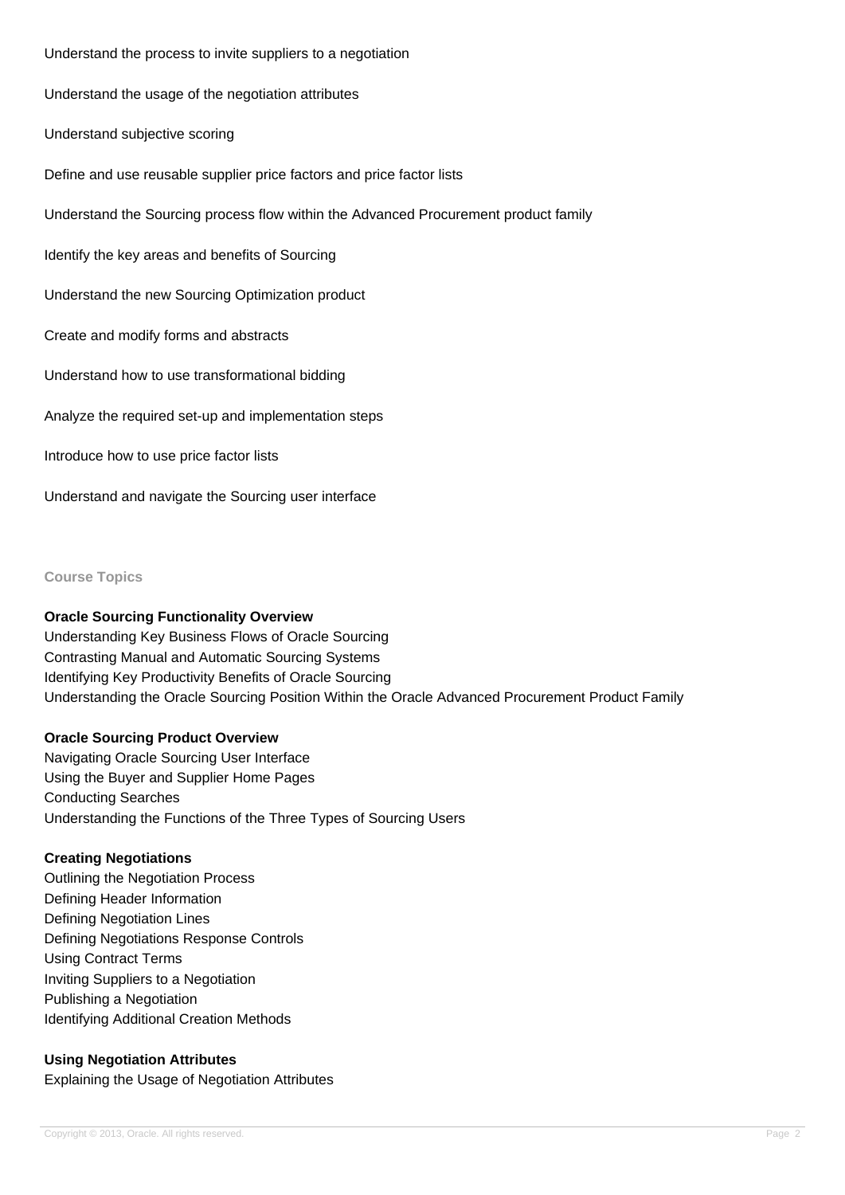Understand the process to invite suppliers to a negotiation

Understand the usage of the negotiation attributes

Understand subjective scoring

Define and use reusable supplier price factors and price factor lists

Understand the Sourcing process flow within the Advanced Procurement product family

Identify the key areas and benefits of Sourcing

Understand the new Sourcing Optimization product

Create and modify forms and abstracts

Understand how to use transformational bidding

Analyze the required set-up and implementation steps

Introduce how to use price factor lists

Understand and navigate the Sourcing user interface

## Course Topics

**Oracle Sourcing Functionality Overview**
Understanding Key Business Flows of Oracle Sourcing
Contrasting Manual and Automatic Sourcing Systems
Identifying Key Productivity Benefits of Oracle Sourcing
Understanding the Oracle Sourcing Position Within the Oracle Advanced Procurement Product Family

**Oracle Sourcing Product Overview**
Navigating Oracle Sourcing User Interface
Using the Buyer and Supplier Home Pages
Conducting Searches
Understanding the Functions of the Three Types of Sourcing Users

**Creating Negotiations**
Outlining the Negotiation Process
Defining Header Information
Defining Negotiation Lines
Defining Negotiations Response Controls
Using Contract Terms
Inviting Suppliers to a Negotiation
Publishing a Negotiation
Identifying Additional Creation Methods

**Using Negotiation Attributes**
Explaining the Usage of Negotiation Attributes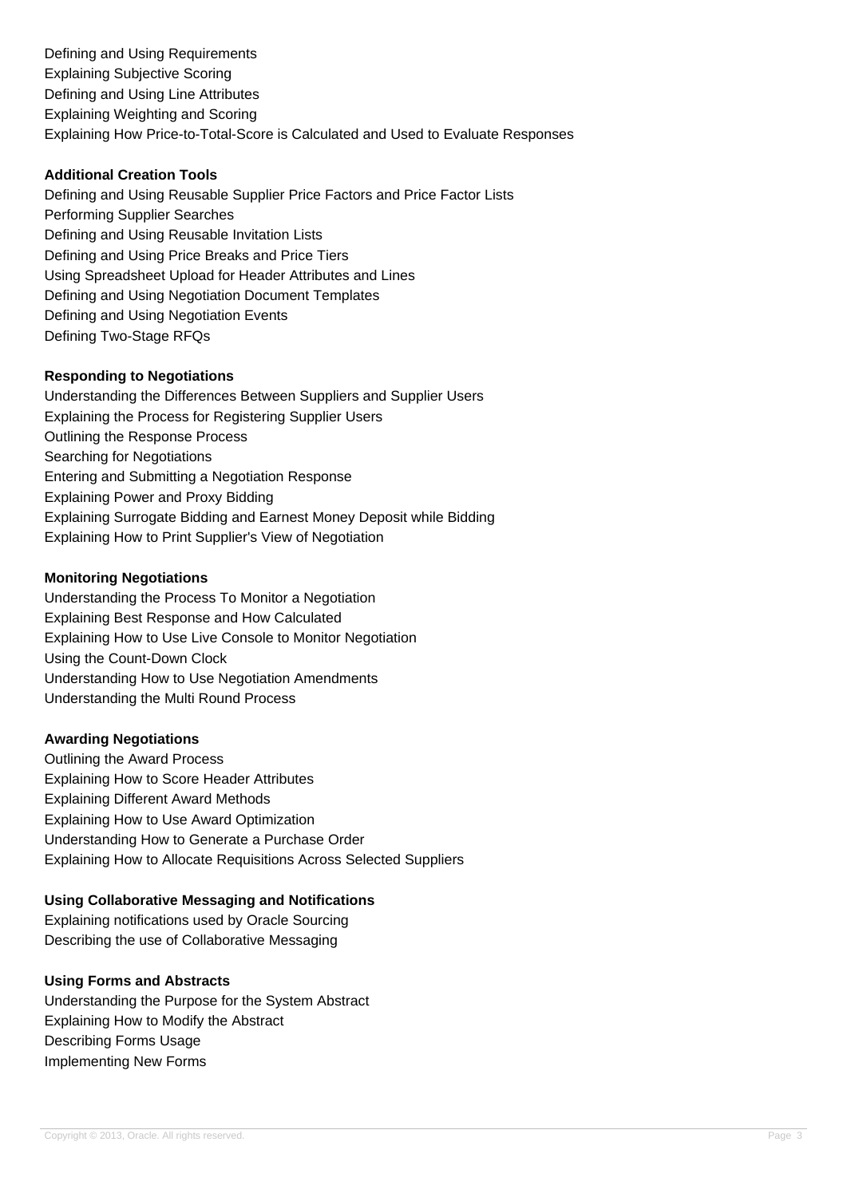Defining and Using Requirements
Explaining Subjective Scoring
Defining and Using Line Attributes
Explaining Weighting and Scoring
Explaining How Price-to-Total-Score is Calculated and Used to Evaluate Responses

**Additional Creation Tools**

Defining and Using Reusable Supplier Price Factors and Price Factor Lists
Performing Supplier Searches
Defining and Using Reusable Invitation Lists
Defining and Using Price Breaks and Price Tiers
Using Spreadsheet Upload for Header Attributes and Lines
Defining and Using Negotiation Document Templates
Defining and Using Negotiation Events
Defining Two-Stage RFQs

**Responding to Negotiations**

Understanding the Differences Between Suppliers and Supplier Users
Explaining the Process for Registering Supplier Users
Outlining the Response Process
Searching for Negotiations
Entering and Submitting a Negotiation Response
Explaining Power and Proxy Bidding
Explaining Surrogate Bidding and Earnest Money Deposit while Bidding
Explaining How to Print Supplier's View of Negotiation

**Monitoring Negotiations**

Understanding the Process To Monitor a Negotiation
Explaining Best Response and How Calculated
Explaining How to Use Live Console to Monitor Negotiation
Using the Count-Down Clock
Understanding How to Use Negotiation Amendments
Understanding the Multi Round Process

**Awarding Negotiations**

Outlining the Award Process
Explaining How to Score Header Attributes
Explaining Different Award Methods
Explaining How to Use Award Optimization
Understanding How to Generate a Purchase Order
Explaining How to Allocate Requisitions Across Selected Suppliers

**Using Collaborative Messaging and Notifications**

Explaining notifications used by Oracle Sourcing
Describing the use of Collaborative Messaging

**Using Forms and Abstracts**

Understanding the Purpose for the System Abstract
Explaining How to Modify the Abstract
Describing Forms Usage
Implementing New Forms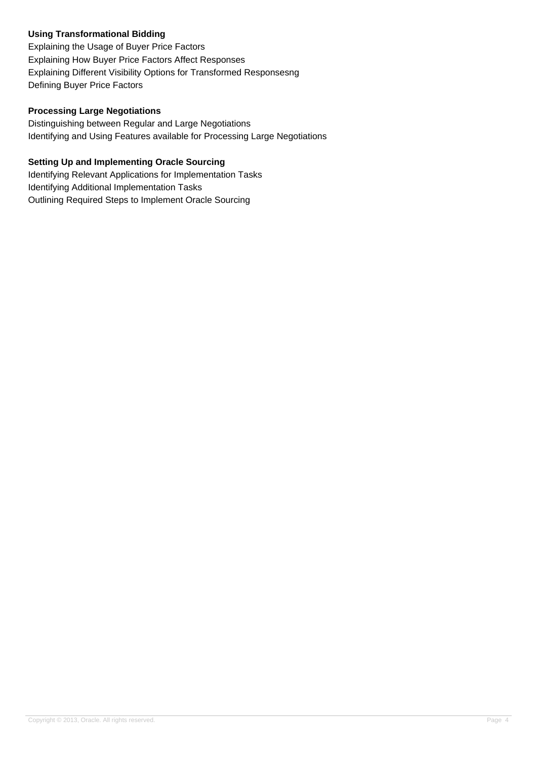**Using Transformational Bidding**

Explaining the Usage of Buyer Price Factors
Explaining How Buyer Price Factors Affect Responses
Explaining Different Visibility Options for Transformed Responsesng
Defining Buyer Price Factors

**Processing Large Negotiations**

Distinguishing between Regular and Large Negotiations
Identifying and Using Features available for Processing Large Negotiations

**Setting Up and Implementing Oracle Sourcing**

Identifying Relevant Applications for Implementation Tasks
Identifying Additional Implementation Tasks
Outlining Required Steps to Implement Oracle Sourcing